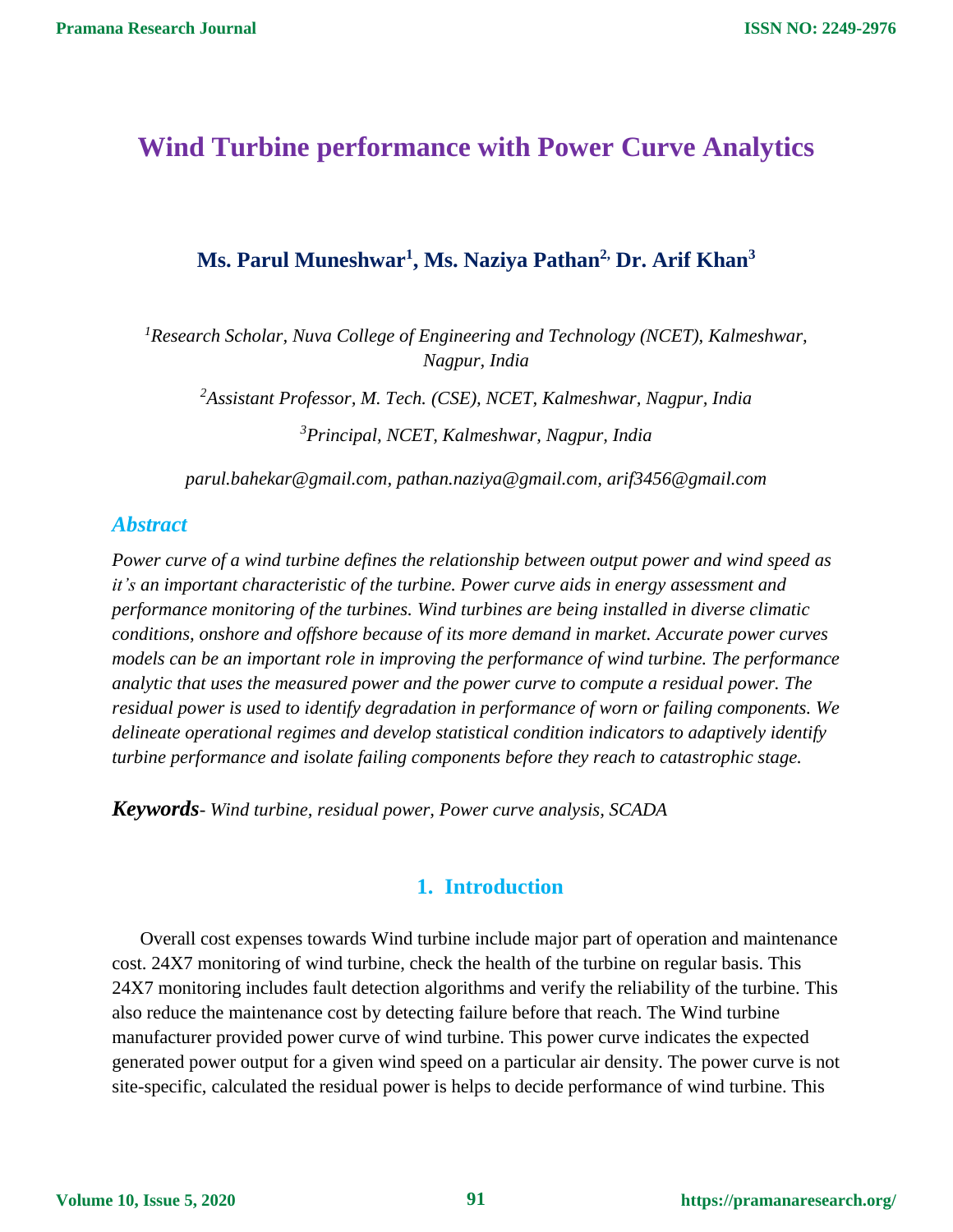# Wind Turbine performance with Power Curve Analytics

**Ms. Parul Muneshwar[1], Ms. Naziya Pathan[2], Dr. Arif Khan[3]**

*[1]Research Scholar, Nuva College of Engineering and Technology (NCET), Kalmeshwar, Nagpur, India*

*[2]Assistant Professor, M. Tech. (CSE), NCET, Kalmeshwar, Nagpur, India*

*[3]Principal, NCET, Kalmeshwar, Nagpur, India*

*parul.bahekar@gmail.com, pathan.naziya@gmail.com, arif3456@gmail.com*

## *Abstract*

*Power curve of a wind turbine defines the relationship between output power and wind speed as it's an important characteristic of the turbine. Power curve aids in energy assessment and performance monitoring of the turbines. Wind turbines are being installed in diverse climatic conditions, onshore and offshore because of its more demand in market. Accurate power curves models can be an important role in improving the performance of wind turbine. The performance analytic that uses the measured power and the power curve to compute a residual power. The residual power is used to identify degradation in performance of worn or failing components. We delineate operational regimes and develop statistical condition indicators to adaptively identify turbine performance and isolate failing components before they reach to catastrophic stage.*

***Keywords****- Wind turbine, residual power, Power curve analysis, SCADA*

## 1. Introduction

Overall cost expenses towards Wind turbine include major part of operation and maintenance cost. 24X7 monitoring of wind turbine, check the health of the turbine on regular basis. This 24X7 monitoring includes fault detection algorithms and verify the reliability of the turbine. This also reduce the maintenance cost by detecting failure before that reach. The Wind turbine manufacturer provided power curve of wind turbine. This power curve indicates the expected generated power output for a given wind speed on a particular air density. The power curve is not site-specific, calculated the residual power is helps to decide performance of wind turbine. This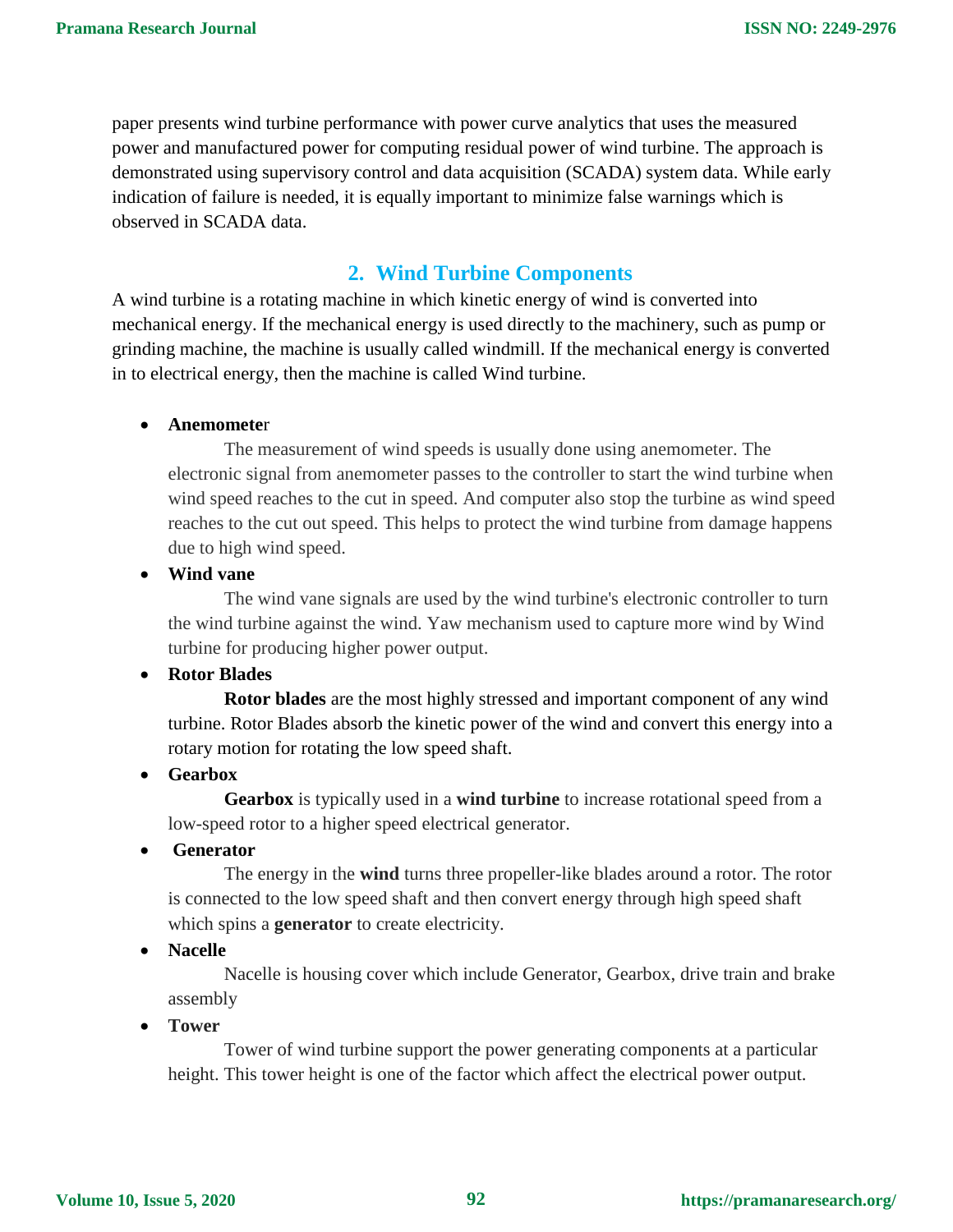paper presents wind turbine performance with power curve analytics that uses the measured power and manufactured power for computing residual power of wind turbine. The approach is demonstrated using supervisory control and data acquisition (SCADA) system data. While early indication of failure is needed, it is equally important to minimize false warnings which is observed in SCADA data.

## 2. Wind Turbine Components

A wind turbine is a rotating machine in which kinetic energy of wind is converted into mechanical energy. If the mechanical energy is used directly to the machinery, such as pump or grinding machine, the machine is usually called windmill. If the mechanical energy is converted in to electrical energy, then the machine is called Wind turbine.

- **Anemometer**

  The measurement of wind speeds is usually done using anemometer. The electronic signal from anemometer passes to the controller to start the wind turbine when wind speed reaches to the cut in speed. And computer also stop the turbine as wind speed reaches to the cut out speed. This helps to protect the wind turbine from damage happens due to high wind speed.

- **Wind vane**

  The wind vane signals are used by the wind turbine's electronic controller to turn the wind turbine against the wind. Yaw mechanism used to capture more wind by Wind turbine for producing higher power output.

- **Rotor Blades**

  **Rotor blades** are the most highly stressed and important component of any wind turbine. Rotor Blades absorb the kinetic power of the wind and convert this energy into a rotary motion for rotating the low speed shaft.

- **Gearbox**

  **Gearbox** is typically used in a **wind turbine** to increase rotational speed from a low-speed rotor to a higher speed electrical generator.

- **Generator**

  The energy in the **wind** turns three propeller-like blades around a rotor. The rotor is connected to the low speed shaft and then convert energy through high speed shaft which spins a **generator** to create electricity.

- **Nacelle**

  Nacelle is housing cover which include Generator, Gearbox, drive train and brake assembly

- **Tower**

  Tower of wind turbine support the power generating components at a particular height. This tower height is one of the factor which affect the electrical power output.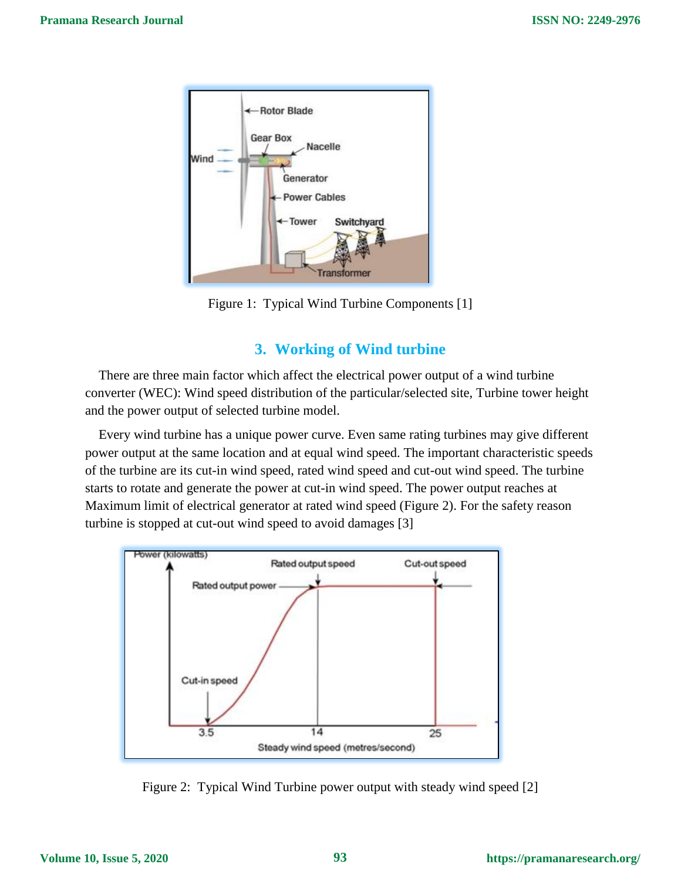Figure 1: Typical Wind Turbine Components [1]

## 3. Working of Wind turbine

There are three main factor which affect the electrical power output of a wind turbine converter (WEC): Wind speed distribution of the particular/selected site, Turbine tower height and the power output of selected turbine model.

Every wind turbine has a unique power curve. Even same rating turbines may give different power output at the same location and at equal wind speed. The important characteristic speeds of the turbine are its cut-in wind speed, rated wind speed and cut-out wind speed. The turbine starts to rotate and generate the power at cut-in wind speed. The power output reaches at Maximum limit of electrical generator at rated wind speed (Figure 2). For the safety reason turbine is stopped at cut-out wind speed to avoid damages [3]

Figure 2: Typical Wind Turbine power output with steady wind speed [2]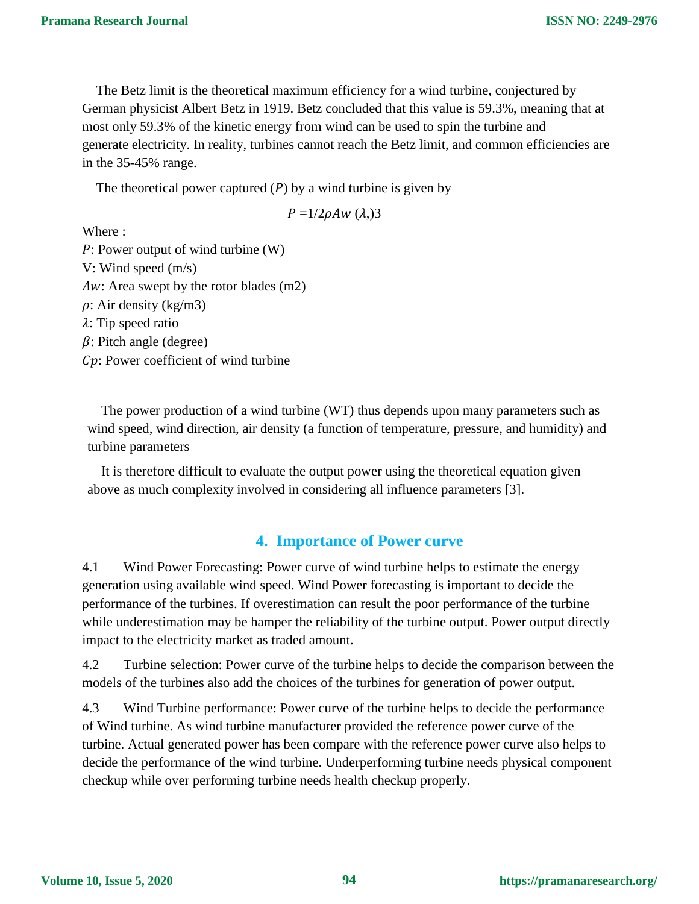The Betz limit is the theoretical maximum efficiency for a wind turbine, conjectured by German physicist Albert Betz in 1919. Betz concluded that this value is 59.3%, meaning that at most only 59.3% of the kinetic energy from wind can be used to spin the turbine and generate electricity. In reality, turbines cannot reach the Betz limit, and common efficiencies are in the 35-45% range.

The theoretical power captured ($P$) by a wind turbine is given by

$$P = 1/2 \rho Aw \; (\lambda,)3$$

Where :

$P$: Power output of wind turbine (W)

V: Wind speed (m/s)

$Aw$: Area swept by the rotor blades (m2)

$\rho$: Air density (kg/m3)

$\lambda$: Tip speed ratio

$\beta$: Pitch angle (degree)

$Cp$: Power coefficient of wind turbine

The power production of a wind turbine (WT) thus depends upon many parameters such as wind speed, wind direction, air density (a function of temperature, pressure, and humidity) and turbine parameters

It is therefore difficult to evaluate the output power using the theoretical equation given above as much complexity involved in considering all influence parameters [3].

## 4. Importance of Power curve

4.1 Wind Power Forecasting: Power curve of wind turbine helps to estimate the energy generation using available wind speed. Wind Power forecasting is important to decide the performance of the turbines. If overestimation can result the poor performance of the turbine while underestimation may be hamper the reliability of the turbine output. Power output directly impact to the electricity market as traded amount.

4.2 Turbine selection: Power curve of the turbine helps to decide the comparison between the models of the turbines also add the choices of the turbines for generation of power output.

4.3 Wind Turbine performance: Power curve of the turbine helps to decide the performance of Wind turbine. As wind turbine manufacturer provided the reference power curve of the turbine. Actual generated power has been compare with the reference power curve also helps to decide the performance of the wind turbine. Underperforming turbine needs physical component checkup while over performing turbine needs health checkup properly.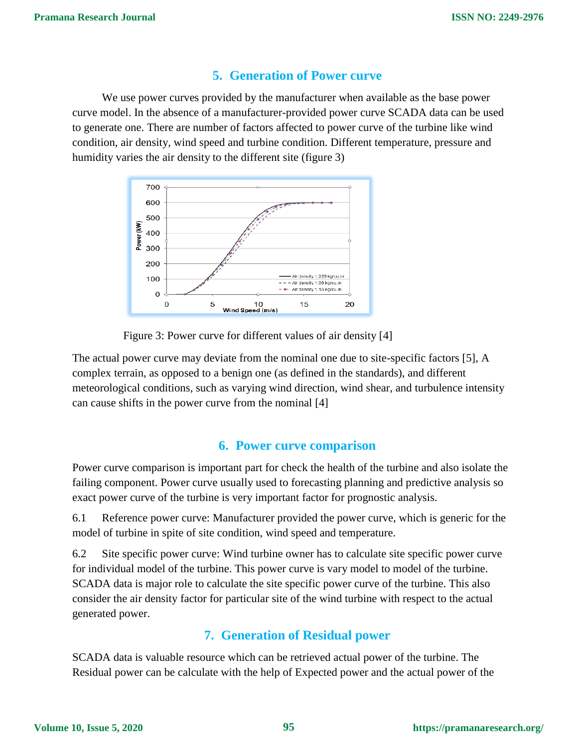## 5. Generation of Power curve

We use power curves provided by the manufacturer when available as the base power curve model. In the absence of a manufacturer-provided power curve SCADA data can be used to generate one. There are number of factors affected to power curve of the turbine like wind condition, air density, wind speed and turbine condition. Different temperature, pressure and humidity varies the air density to the different site (figure 3)

Figure 3: Power curve for different values of air density [4]

The actual power curve may deviate from the nominal one due to site-specific factors [5], A complex terrain, as opposed to a benign one (as defined in the standards), and different meteorological conditions, such as varying wind direction, wind shear, and turbulence intensity can cause shifts in the power curve from the nominal [4]

## 6. Power curve comparison

Power curve comparison is important part for check the health of the turbine and also isolate the failing component. Power curve usually used to forecasting planning and predictive analysis so exact power curve of the turbine is very important factor for prognostic analysis.

6.1 Reference power curve: Manufacturer provided the power curve, which is generic for the model of turbine in spite of site condition, wind speed and temperature.

6.2 Site specific power curve: Wind turbine owner has to calculate site specific power curve for individual model of the turbine. This power curve is vary model to model of the turbine. SCADA data is major role to calculate the site specific power curve of the turbine. This also consider the air density factor for particular site of the wind turbine with respect to the actual generated power.

## 7. Generation of Residual power

SCADA data is valuable resource which can be retrieved actual power of the turbine. The Residual power can be calculate with the help of Expected power and the actual power of the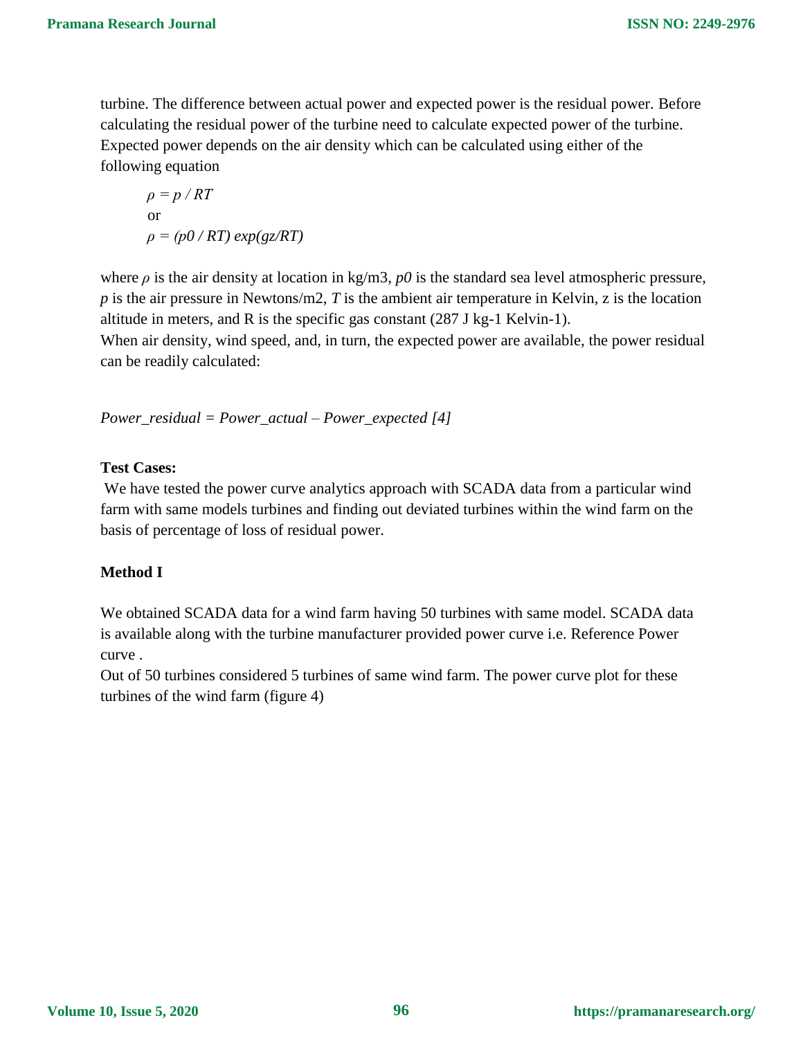turbine. The difference between actual power and expected power is the residual power. Before calculating the residual power of the turbine need to calculate expected power of the turbine. Expected power depends on the air density which can be calculated using either of the following equation

$$\rho = p / RT$$

or

$$\rho = (p0 / RT) \exp(gz/RT)$$

where $\rho$ is the air density at location in kg/m3, $p0$ is the standard sea level atmospheric pressure, $p$ is the air pressure in Newtons/m2, $T$ is the ambient air temperature in Kelvin, z is the location altitude in meters, and R is the specific gas constant (287 J kg-1 Kelvin-1).

When air density, wind speed, and, in turn, the expected power are available, the power residual can be readily calculated:

*Power_residual = Power_actual – Power_expected [4]*

**Test Cases:**

We have tested the power curve analytics approach with SCADA data from a particular wind farm with same models turbines and finding out deviated turbines within the wind farm on the basis of percentage of loss of residual power.

**Method I**

We obtained SCADA data for a wind farm having 50 turbines with same model. SCADA data is available along with the turbine manufacturer provided power curve i.e. Reference Power curve .

Out of 50 turbines considered 5 turbines of same wind farm. The power curve plot for these turbines of the wind farm (figure 4)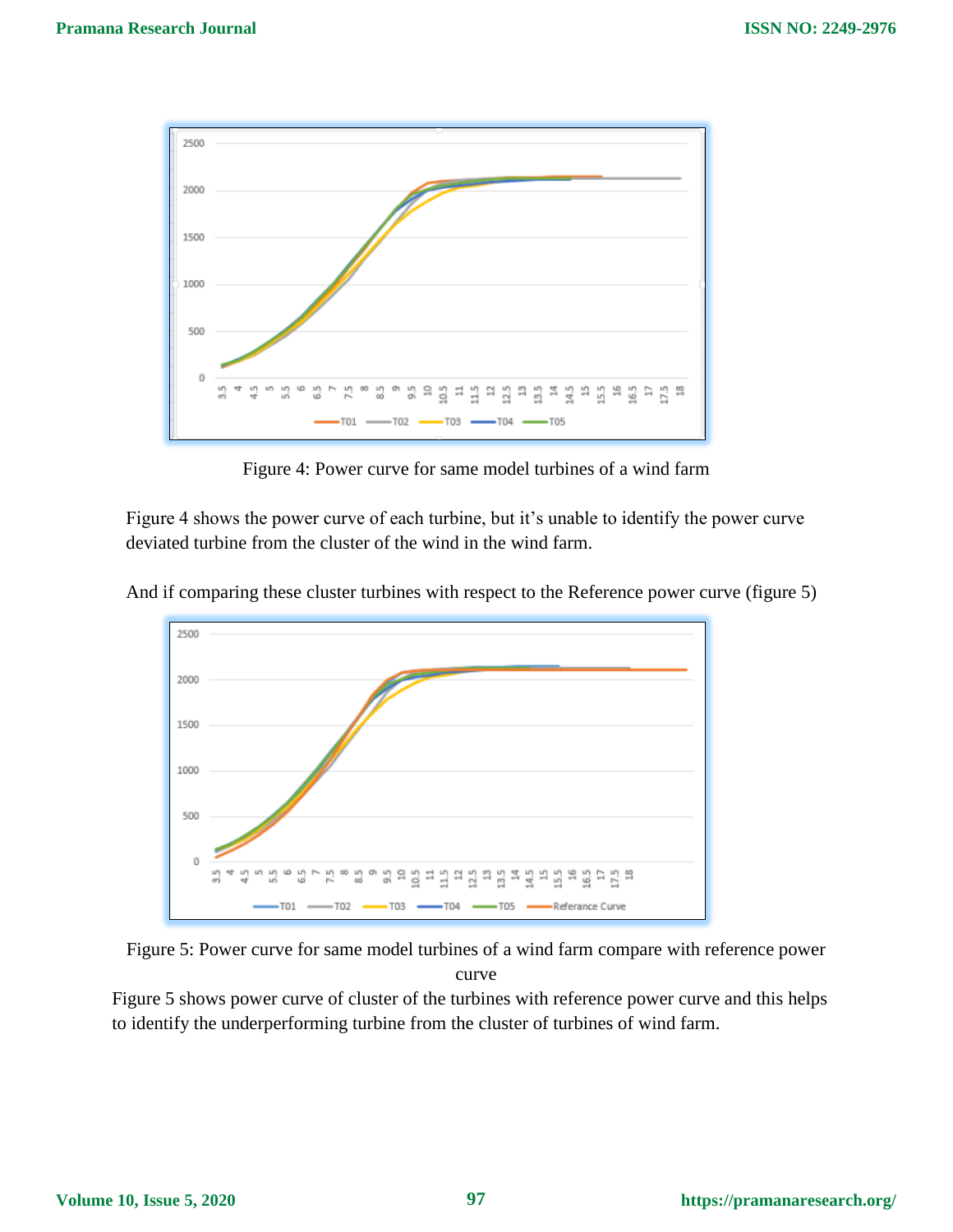Figure 4: Power curve for same model turbines of a wind farm

Figure 4 shows the power curve of each turbine, but it's unable to identify the power curve deviated turbine from the cluster of the wind in the wind farm.

And if comparing these cluster turbines with respect to the Reference power curve (figure 5)

Figure 5: Power curve for same model turbines of a wind farm compare with reference power curve

Figure 5 shows power curve of cluster of the turbines with reference power curve and this helps to identify the underperforming turbine from the cluster of turbines of wind farm.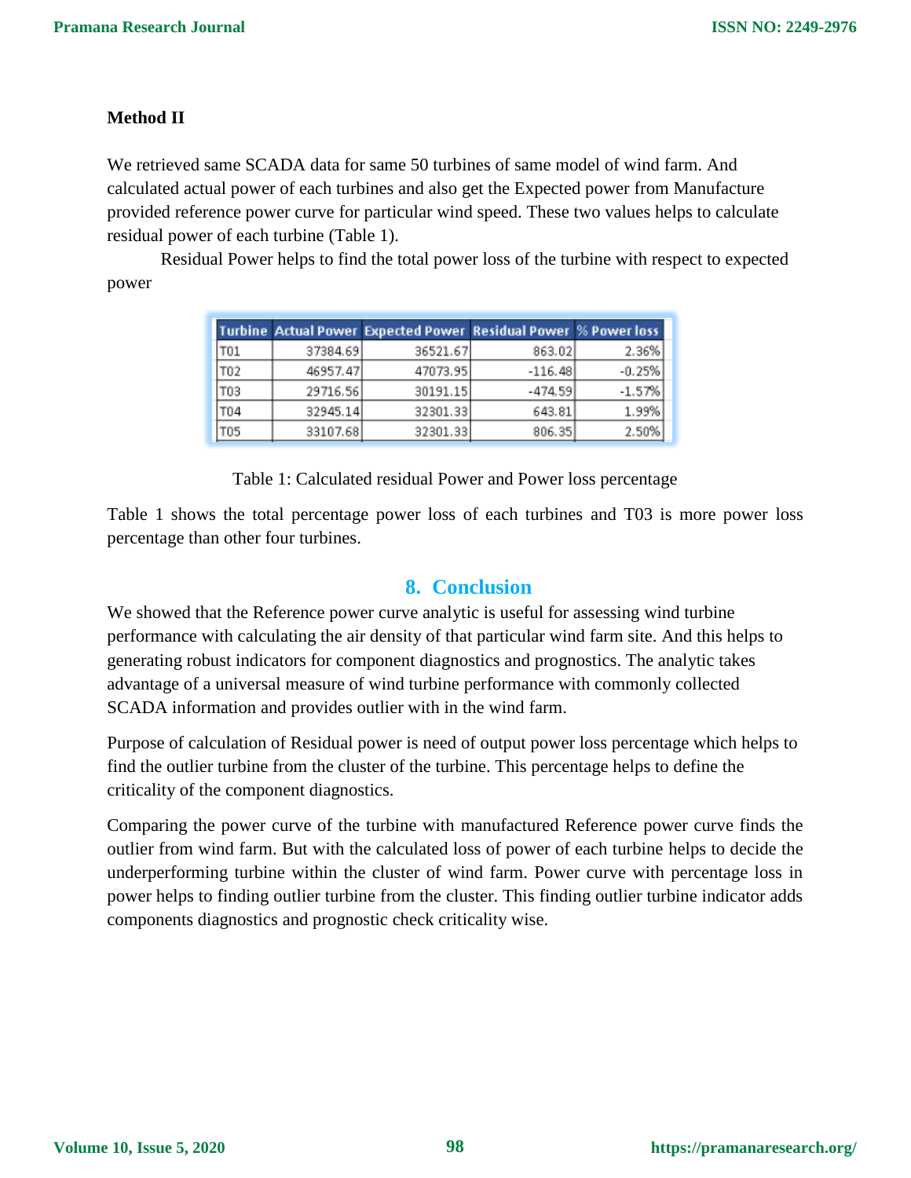**Method II**

We retrieved same SCADA data for same 50 turbines of same model of wind farm. And calculated actual power of each turbines and also get the Expected power from Manufacture provided reference power curve for particular wind speed. These two values helps to calculate residual power of each turbine (Table 1).

Residual Power helps to find the total power loss of the turbine with respect to expected power

| Turbine | Actual Power | Expected Power | Residual Power | % Power loss |
|---|---|---|---|---|
| T01 | 37384.69 | 36521.67 | 863.02 | 2.36% |
| T02 | 46957.47 | 47073.95 | -116.48 | -0.25% |
| T03 | 29716.56 | 30191.15 | -474.59 | -1.57% |
| T04 | 32945.14 | 32301.33 | 643.81 | 1.99% |
| T05 | 33107.68 | 32301.33 | 806.35 | 2.50% |

Table 1: Calculated residual Power and Power loss percentage

Table 1 shows the total percentage power loss of each turbines and T03 is more power loss percentage than other four turbines.

## 8. Conclusion

We showed that the Reference power curve analytic is useful for assessing wind turbine performance with calculating the air density of that particular wind farm site. And this helps to generating robust indicators for component diagnostics and prognostics. The analytic takes advantage of a universal measure of wind turbine performance with commonly collected SCADA information and provides outlier with in the wind farm.

Purpose of calculation of Residual power is need of output power loss percentage which helps to find the outlier turbine from the cluster of the turbine. This percentage helps to define the criticality of the component diagnostics.

Comparing the power curve of the turbine with manufactured Reference power curve finds the outlier from wind farm. But with the calculated loss of power of each turbine helps to decide the underperforming turbine within the cluster of wind farm. Power curve with percentage loss in power helps to finding outlier turbine from the cluster. This finding outlier turbine indicator adds components diagnostics and prognostic check criticality wise.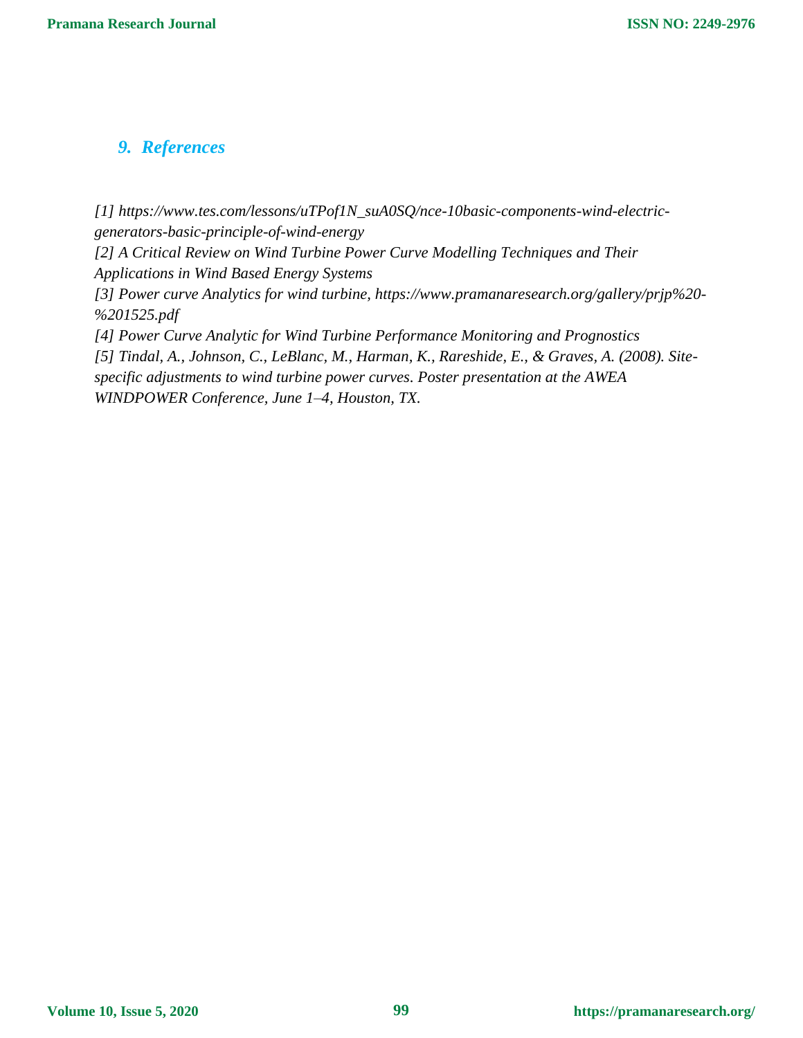## 9. References

*[1] https://www.tes.com/lessons/uTPof1N_suA0SQ/nce-10basic-components-wind-electric-generators-basic-principle-of-wind-energy*

*[2] A Critical Review on Wind Turbine Power Curve Modelling Techniques and Their Applications in Wind Based Energy Systems*

*[3] Power curve Analytics for wind turbine, https://www.pramanaresearch.org/gallery/prjp%20-%201525.pdf*

*[4] Power Curve Analytic for Wind Turbine Performance Monitoring and Prognostics*

*[5] Tindal, A., Johnson, C., LeBlanc, M., Harman, K., Rareshide, E., & Graves, A. (2008). Site-specific adjustments to wind turbine power curves. Poster presentation at the AWEA WINDPOWER Conference, June 1–4, Houston, TX.*